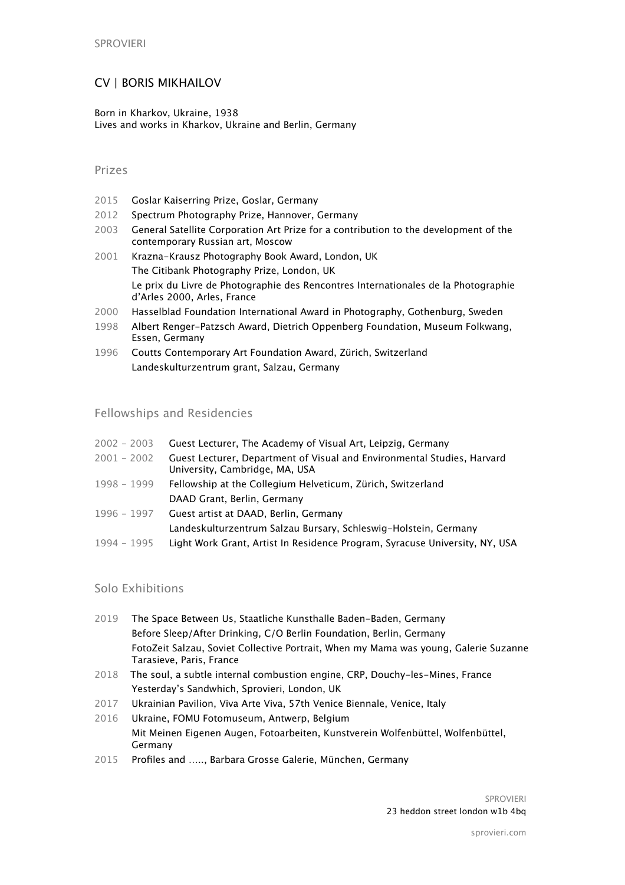# CV | BORIS MIKHAILOV

Born in Kharkov, Ukraine, 1938
Lives and works in Kharkov, Ukraine and Berlin, Germany

## Prizes

| | |
|---|---|
| 2015 | Goslar Kaiserring Prize, Goslar, Germany |
| 2012 | Spectrum Photography Prize, Hannover, Germany |
| 2003 | General Satellite Corporation Art Prize for a contribution to the development of the contemporary Russian art, Moscow |
| 2001 | Krazna-Krausz Photography Book Award, London, UK |
| | The Citibank Photography Prize, London, UK |
| | Le prix du Livre de Photographie des Rencontres Internationales de la Photographie d'Arles 2000, Arles, France |
| 2000 | Hasselblad Foundation International Award in Photography, Gothenburg, Sweden |
| 1998 | Albert Renger-Patzsch Award, Dietrich Oppenberg Foundation, Museum Folkwang, Essen, Germany |
| 1996 | Coutts Contemporary Art Foundation Award, Zürich, Switzerland |
| | Landeskulturzentrum grant, Salzau, Germany |

## Fellowships and Residencies

| | |
|---|---|
| 2002 – 2003 | Guest Lecturer, The Academy of Visual Art, Leipzig, Germany |
| 2001 – 2002 | Guest Lecturer, Department of Visual and Environmental Studies, Harvard University, Cambridge, MA, USA |
| 1998 – 1999 | Fellowship at the Collegium Helveticum, Zürich, Switzerland |
| | DAAD Grant, Berlin, Germany |
| 1996 – 1997 | Guest artist at DAAD, Berlin, Germany |
| | Landeskulturzentrum Salzau Bursary, Schleswig-Holstein, Germany |
| 1994 – 1995 | Light Work Grant, Artist In Residence Program, Syracuse University, NY, USA |

## Solo Exhibitions

| | |
|---|---|
| 2019 | The Space Between Us, Staatliche Kunsthalle Baden-Baden, Germany |
| | Before Sleep/After Drinking, C/O Berlin Foundation, Berlin, Germany |
| | FotoZeit Salzau, Soviet Collective Portrait, When my Mama was young, Galerie Suzanne Tarasieve, Paris, France |
| 2018 | The soul, a subtle internal combustion engine, CRP, Douchy-les-Mines, France |
| | Yesterday's Sandwhich, Sprovieri, London, UK |
| 2017 | Ukrainian Pavilion, Viva Arte Viva, 57th Venice Biennale, Venice, Italy |
| 2016 | Ukraine, FOMU Fotomuseum, Antwerp, Belgium |
| | Mit Meinen Eigenen Augen, Fotoarbeiten, Kunstverein Wolfenbüttel, Wolfenbüttel, Germany |
| 2015 | Profiles and ....., Barbara Grosse Galerie, München, Germany |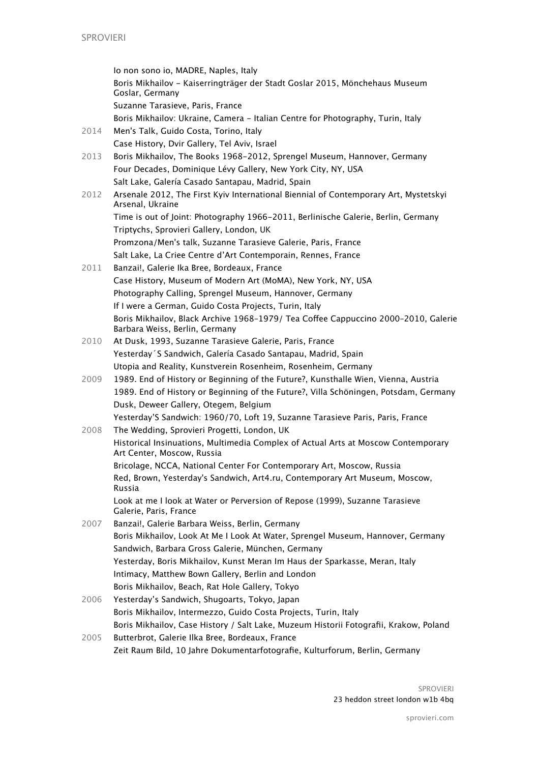Io non sono io, MADRE, Naples, Italy

Boris Mikhailov - Kaiserringträger der Stadt Goslar 2015, Mönchehaus Museum Goslar, Germany

Suzanne Tarasieve, Paris, France

Boris Mikhailov: Ukraine, Camera - Italian Centre for Photography, Turin, Italy

2014 Men's Talk, Guido Costa, Torino, Italy

Case History, Dvir Gallery, Tel Aviv, Israel

2013 Boris Mikhailov, The Books 1968-2012, Sprengel Museum, Hannover, Germany

Four Decades, Dominique Lévy Gallery, New York City, NY, USA

Salt Lake, Galería Casado Santapau, Madrid, Spain

2012 Arsenale 2012, The First Kyiv International Biennial of Contemporary Art, Mystetskyi Arsenal, Ukraine

Time is out of Joint: Photography 1966-2011, Berlinische Galerie, Berlin, Germany

Triptychs, Sprovieri Gallery, London, UK

Promzona/Men's talk, Suzanne Tarasieve Galerie, Paris, France

Salt Lake, La Criee Centre d'Art Contemporain, Rennes, France

2011 Banzai!, Galerie Ika Bree, Bordeaux, France

Case History, Museum of Modern Art (MoMA), New York, NY, USA

Photography Calling, Sprengel Museum, Hannover, Germany

If I were a German, Guido Costa Projects, Turin, Italy

Boris Mikhailov, Black Archive 1968–1979/ Tea Coffee Cappuccino 2000–2010, Galerie Barbara Weiss, Berlin, Germany

2010 At Dusk, 1993, Suzanne Tarasieve Galerie, Paris, France

Yesterday´S Sandwich, Galería Casado Santapau, Madrid, Spain

Utopia and Reality, Kunstverein Rosenheim, Rosenheim, Germany

2009 1989. End of History or Beginning of the Future?, Kunsthalle Wien, Vienna, Austria

1989. End of History or Beginning of the Future?, Villa Schöningen, Potsdam, Germany

Dusk, Deweer Gallery, Otegem, Belgium

Yesterday'S Sandwich: 1960/70, Loft 19, Suzanne Tarasieve Paris, Paris, France

2008 The Wedding, Sprovieri Progetti, London, UK

Historical Insinuations, Multimedia Complex of Actual Arts at Moscow Contemporary Art Center, Moscow, Russia

Bricolage, NCCA, National Center For Contemporary Art, Moscow, Russia

Red, Brown, Yesterday's Sandwich, Art4.ru, Contemporary Art Museum, Moscow, Russia

Look at me I look at Water or Perversion of Repose (1999), Suzanne Tarasieve Galerie, Paris, France

2007 Banzai!, Galerie Barbara Weiss, Berlin, Germany

Boris Mikhailov, Look At Me I Look At Water, Sprengel Museum, Hannover, Germany

Sandwich, Barbara Gross Galerie, München, Germany

Yesterday, Boris Mikhailov, Kunst Meran Im Haus der Sparkasse, Meran, Italy

Intimacy, Matthew Bown Gallery, Berlin and London

Boris Mikhailov, Beach, Rat Hole Gallery, Tokyo

2006 Yesterday's Sandwich, Shugoarts, Tokyo, Japan

Boris Mikhailov, Intermezzo, Guido Costa Projects, Turin, Italy

Boris Mikhailov, Case History / Salt Lake, Muzeum Historii Fotografii, Krakow, Poland

2005 Butterbrot, Galerie Ilka Bree, Bordeaux, France

Zeit Raum Bild, 10 Jahre Dokumentarfotografie, Kulturforum, Berlin, Germany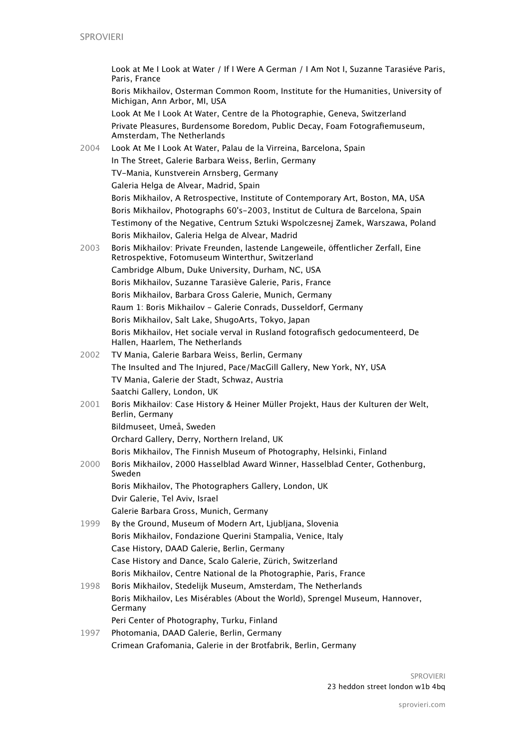Look at Me I Look at Water / If I Were A German / I Am Not I, Suzanne Tarasiéve Paris, Paris, France

Boris Mikhailov, Osterman Common Room, Institute for the Humanities, University of Michigan, Ann Arbor, MI, USA

Look At Me I Look At Water, Centre de la Photographie, Geneva, Switzerland

Private Pleasures, Burdensome Boredom, Public Decay, Foam Fotografiemuseum, Amsterdam, The Netherlands

2004 Look At Me I Look At Water, Palau de la Virreina, Barcelona, Spain

In The Street, Galerie Barbara Weiss, Berlin, Germany

TV-Mania, Kunstverein Arnsberg, Germany

Galeria Helga de Alvear, Madrid, Spain

Boris Mikhailov, A Retrospective, Institute of Contemporary Art, Boston, MA, USA

Boris Mikhailov, Photographs 60's-2003, Institut de Cultura de Barcelona, Spain

Testimony of the Negative, Centrum Sztuki Wspolczesnej Zamek, Warszawa, Poland

Boris Mikhailov, Galeria Helga de Alvear, Madrid

2003 Boris Mikhailov: Private Freunden, lastende Langeweile, öffentlicher Zerfall, Eine Retrospektive, Fotomuseum Winterthur, Switzerland

Cambridge Album, Duke University, Durham, NC, USA

Boris Mikhailov, Suzanne Tarasiève Galerie, Paris, France

Boris Mikhailov, Barbara Gross Galerie, Munich, Germany

Raum 1: Boris Mikhailov - Galerie Conrads, Dusseldorf, Germany

Boris Mikhailov, Salt Lake, ShugoArts, Tokyo, Japan

Boris Mikhailov, Het sociale verval in Rusland fotografisch gedocumenteerd, De Hallen, Haarlem, The Netherlands

2002 TV Mania, Galerie Barbara Weiss, Berlin, Germany

The Insulted and The Injured, Pace/MacGill Gallery, New York, NY, USA

TV Mania, Galerie der Stadt, Schwaz, Austria

Saatchi Gallery, London, UK

2001 Boris Mikhailov: Case History & Heiner Müller Projekt, Haus der Kulturen der Welt, Berlin, Germany

Bildmuseet, Umeå, Sweden

Orchard Gallery, Derry, Northern Ireland, UK

Boris Mikhailov, The Finnish Museum of Photography, Helsinki, Finland

2000 Boris Mikhailov, 2000 Hasselblad Award Winner, Hasselblad Center, Gothenburg, Sweden

Boris Mikhailov, The Photographers Gallery, London, UK

Dvir Galerie, Tel Aviv, Israel

Galerie Barbara Gross, Munich, Germany

1999 By the Ground, Museum of Modern Art, Ljubljana, Slovenia

Boris Mikhailov, Fondazione Querini Stampalia, Venice, Italy

Case History, DAAD Galerie, Berlin, Germany

Case History and Dance, Scalo Galerie, Zürich, Switzerland

Boris Mikhailov, Centre National de la Photographie, Paris, France

1998 Boris Mikhailov, Stedelijk Museum, Amsterdam, The Netherlands

Boris Mikhailov, Les Misérables (About the World), Sprengel Museum, Hannover, Germany

Peri Center of Photography, Turku, Finland

1997 Photomania, DAAD Galerie, Berlin, Germany

Crimean Grafomania, Galerie in der Brotfabrik, Berlin, Germany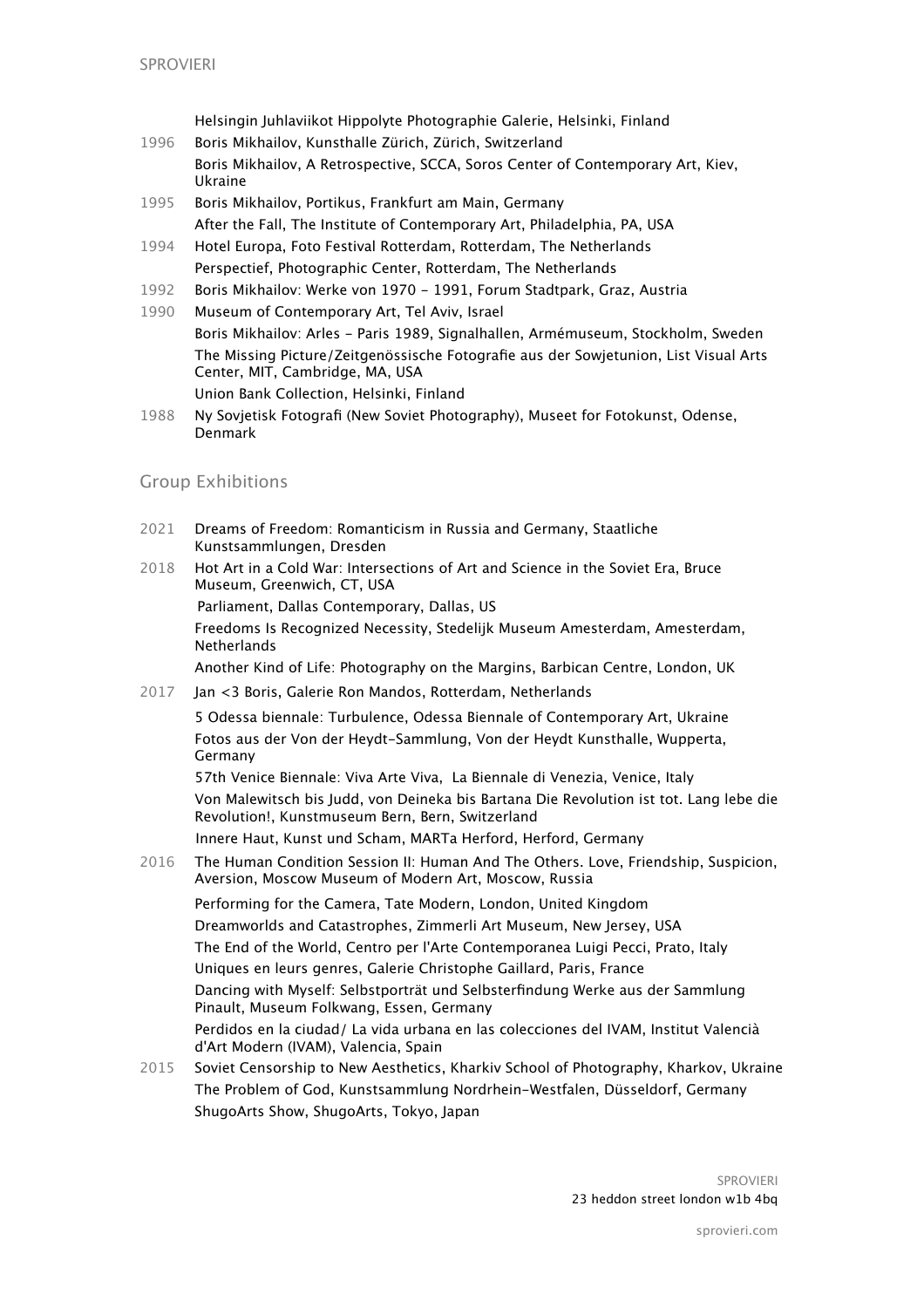Helsingin Juhlaviikot Hippolyte Photographie Galerie, Helsinki, Finland

1996 Boris Mikhailov, Kunsthalle Zürich, Zürich, Switzerland

Boris Mikhailov, A Retrospective, SCCA, Soros Center of Contemporary Art, Kiev, Ukraine

1995 Boris Mikhailov, Portikus, Frankfurt am Main, Germany

After the Fall, The Institute of Contemporary Art, Philadelphia, PA, USA

1994 Hotel Europa, Foto Festival Rotterdam, Rotterdam, The Netherlands

Perspectief, Photographic Center, Rotterdam, The Netherlands

1992 Boris Mikhailov: Werke von 1970 - 1991, Forum Stadtpark, Graz, Austria

1990 Museum of Contemporary Art, Tel Aviv, Israel

Boris Mikhailov: Arles - Paris 1989, Signalhallen, Armémuseum, Stockholm, Sweden

The Missing Picture/Zeitgenössische Fotografie aus der Sowjetunion, List Visual Arts Center, MIT, Cambridge, MA, USA

Union Bank Collection, Helsinki, Finland

1988 Ny Sovjetisk Fotografi (New Soviet Photography), Museet for Fotokunst, Odense, Denmark

## Group Exhibitions

2021 Dreams of Freedom: Romanticism in Russia and Germany, Staatliche Kunstsammlungen, Dresden

2018 Hot Art in a Cold War: Intersections of Art and Science in the Soviet Era, Bruce Museum, Greenwich, CT, USA

Parliament, Dallas Contemporary, Dallas, US

Freedoms Is Recognized Necessity, Stedelijk Museum Amesterdam, Amesterdam, Netherlands

Another Kind of Life: Photography on the Margins, Barbican Centre, London, UK

2017 Jan <3 Boris, Galerie Ron Mandos, Rotterdam, Netherlands

5 Odessa biennale: Turbulence, Odessa Biennale of Contemporary Art, Ukraine

Fotos aus der Von der Heydt-Sammlung, Von der Heydt Kunsthalle, Wupperta, Germany

57th Venice Biennale: Viva Arte Viva, La Biennale di Venezia, Venice, Italy

Von Malewitsch bis Judd, von Deineka bis Bartana Die Revolution ist tot. Lang lebe die Revolution!, Kunstmuseum Bern, Bern, Switzerland

Innere Haut, Kunst und Scham, MARTa Herford, Herford, Germany

2016 The Human Condition Session II: Human And The Others. Love, Friendship, Suspicion, Aversion, Moscow Museum of Modern Art, Moscow, Russia

Performing for the Camera, Tate Modern, London, United Kingdom

Dreamworlds and Catastrophes, Zimmerli Art Museum, New Jersey, USA

The End of the World, Centro per l'Arte Contemporanea Luigi Pecci, Prato, Italy

Uniques en leurs genres, Galerie Christophe Gaillard, Paris, France

Dancing with Myself: Selbstporträt und Selbsterfindung Werke aus der Sammlung Pinault, Museum Folkwang, Essen, Germany

Perdidos en la ciudad/ La vida urbana en las colecciones del IVAM, Institut Valencià d'Art Modern (IVAM), Valencia, Spain

2015 Soviet Censorship to New Aesthetics, Kharkiv School of Photography, Kharkov, Ukraine

The Problem of God, Kunstsammlung Nordrhein-Westfalen, Düsseldorf, Germany

ShugoArts Show, ShugoArts, Tokyo, Japan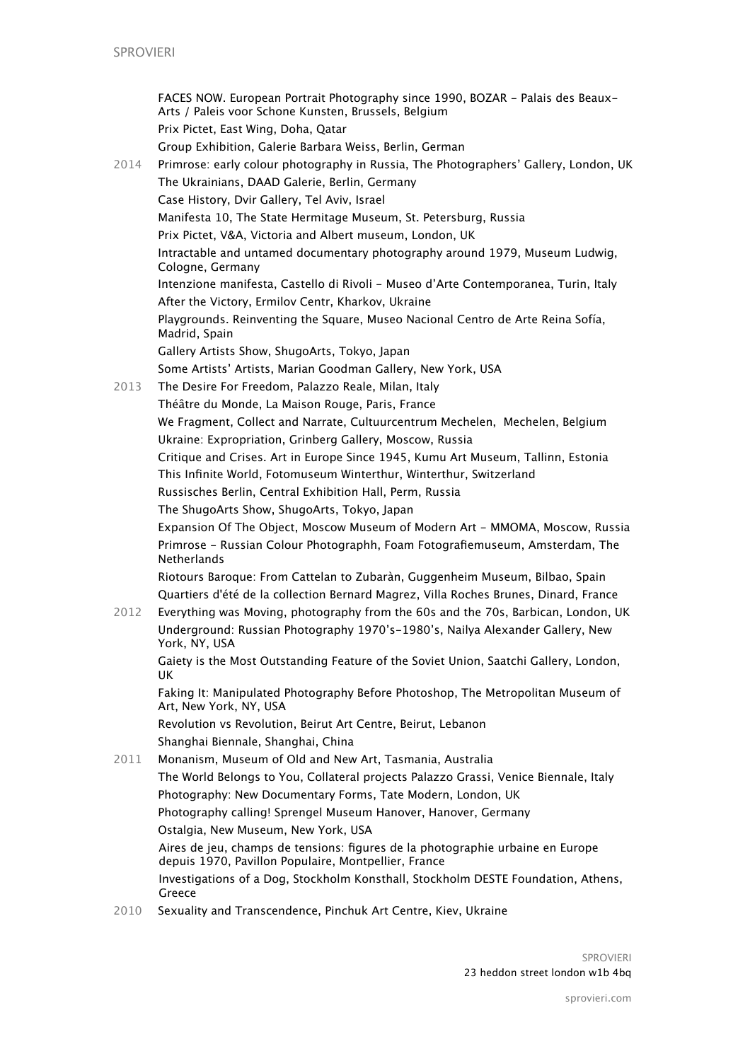FACES NOW. European Portrait Photography since 1990, BOZAR - Palais des Beaux-Arts / Paleis voor Schone Kunsten, Brussels, Belgium
Prix Pictet, East Wing, Doha, Qatar
Group Exhibition, Galerie Barbara Weiss, Berlin, German

2014 Primrose: early colour photography in Russia, The Photographers' Gallery, London, UK
The Ukrainians, DAAD Galerie, Berlin, Germany
Case History, Dvir Gallery, Tel Aviv, Israel
Manifesta 10, The State Hermitage Museum, St. Petersburg, Russia
Prix Pictet, V&A, Victoria and Albert museum, London, UK
Intractable and untamed documentary photography around 1979, Museum Ludwig, Cologne, Germany
Intenzione manifesta, Castello di Rivoli - Museo d'Arte Contemporanea, Turin, Italy
After the Victory, Ermilov Centr, Kharkov, Ukraine
Playgrounds. Reinventing the Square, Museo Nacional Centro de Arte Reina Sofía, Madrid, Spain
Gallery Artists Show, ShugoArts, Tokyo, Japan
Some Artists' Artists, Marian Goodman Gallery, New York, USA

2013 The Desire For Freedom, Palazzo Reale, Milan, Italy
Théâtre du Monde, La Maison Rouge, Paris, France
We Fragment, Collect and Narrate, Cultuurcentrum Mechelen, Mechelen, Belgium
Ukraine: Expropriation, Grinberg Gallery, Moscow, Russia
Critique and Crises. Art in Europe Since 1945, Kumu Art Museum, Tallinn, Estonia
This Infinite World, Fotomuseum Winterthur, Winterthur, Switzerland
Russisches Berlin, Central Exhibition Hall, Perm, Russia
The ShugoArts Show, ShugoArts, Tokyo, Japan
Expansion Of The Object, Moscow Museum of Modern Art - MMOMA, Moscow, Russia
Primrose - Russian Colour Photographh, Foam Fotografiemuseum, Amsterdam, The Netherlands
Riotours Baroque: From Cattelan to Zubaràn, Guggenheim Museum, Bilbao, Spain
Quartiers d'été de la collection Bernard Magrez, Villa Roches Brunes, Dinard, France

2012 Everything was Moving, photography from the 60s and the 70s, Barbican, London, UK
Underground: Russian Photography 1970's-1980's, Nailya Alexander Gallery, New York, NY, USA
Gaiety is the Most Outstanding Feature of the Soviet Union, Saatchi Gallery, London, UK
Faking It: Manipulated Photography Before Photoshop, The Metropolitan Museum of Art, New York, NY, USA
Revolution vs Revolution, Beirut Art Centre, Beirut, Lebanon
Shanghai Biennale, Shanghai, China

2011 Monanism, Museum of Old and New Art, Tasmania, Australia
The World Belongs to You, Collateral projects Palazzo Grassi, Venice Biennale, Italy
Photography: New Documentary Forms, Tate Modern, London, UK
Photography calling! Sprengel Museum Hanover, Hanover, Germany
Ostalgia, New Museum, New York, USA
Aires de jeu, champs de tensions: figures de la photographie urbaine en Europe depuis 1970, Pavillon Populaire, Montpellier, France
Investigations of a Dog, Stockholm Konsthall, Stockholm DESTE Foundation, Athens, Greece

2010 Sexuality and Transcendence, Pinchuk Art Centre, Kiev, Ukraine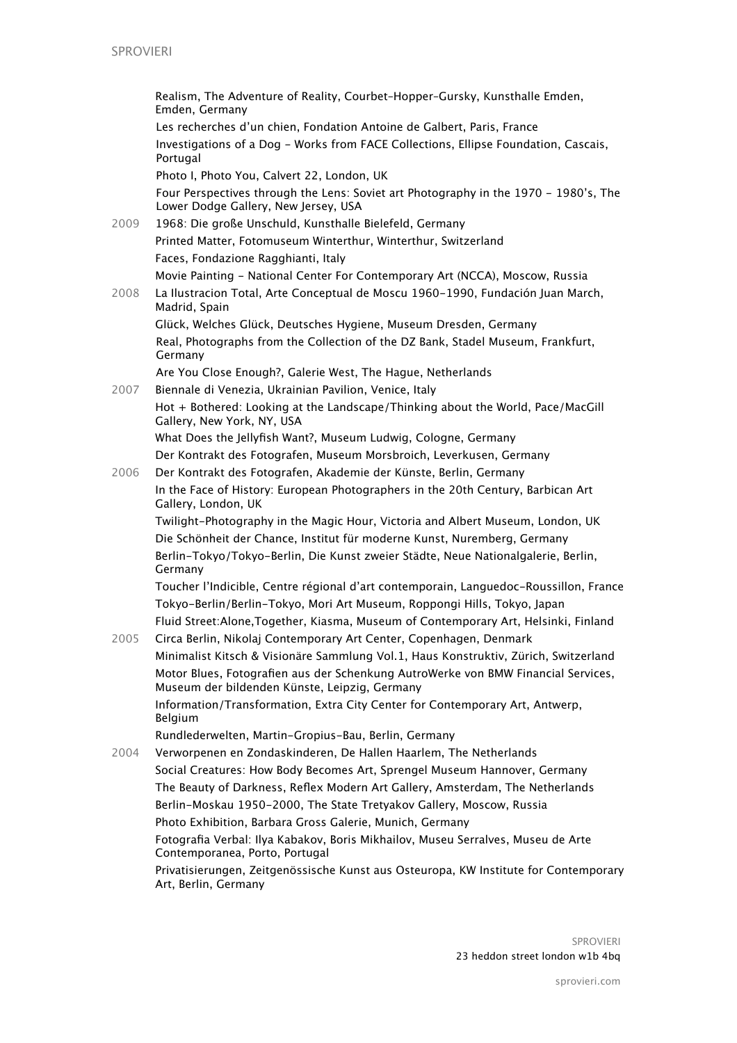Realism, The Adventure of Reality, Courbet–Hopper–Gursky, Kunsthalle Emden, Emden, Germany

Les recherches d'un chien, Fondation Antoine de Galbert, Paris, France

Investigations of a Dog - Works from FACE Collections, Ellipse Foundation, Cascais, Portugal

Photo I, Photo You, Calvert 22, London, UK

Four Perspectives through the Lens: Soviet art Photography in the 1970 - 1980's, The Lower Dodge Gallery, New Jersey, USA

2009 1968: Die große Unschuld, Kunsthalle Bielefeld, Germany

Printed Matter, Fotomuseum Winterthur, Winterthur, Switzerland

Faces, Fondazione Ragghianti, Italy

Movie Painting - National Center For Contemporary Art (NCCA), Moscow, Russia

2008 La Ilustracion Total, Arte Conceptual de Moscu 1960-1990, Fundación Juan March, Madrid, Spain

Glück, Welches Glück, Deutsches Hygiene, Museum Dresden, Germany

Real, Photographs from the Collection of the DZ Bank, Stadel Museum, Frankfurt, Germany

Are You Close Enough?, Galerie West, The Hague, Netherlands

2007 Biennale di Venezia, Ukrainian Pavilion, Venice, Italy

Hot + Bothered: Looking at the Landscape/Thinking about the World, Pace/MacGill Gallery, New York, NY, USA

What Does the Jellyfish Want?, Museum Ludwig, Cologne, Germany

Der Kontrakt des Fotografen, Museum Morsbroich, Leverkusen, Germany

2006 Der Kontrakt des Fotografen, Akademie der Künste, Berlin, Germany

In the Face of History: European Photographers in the 20th Century, Barbican Art Gallery, London, UK

Twilight-Photography in the Magic Hour, Victoria and Albert Museum, London, UK

Die Schönheit der Chance, Institut für moderne Kunst, Nuremberg, Germany

Berlin-Tokyo/Tokyo-Berlin, Die Kunst zweier Städte, Neue Nationalgalerie, Berlin, Germany

Toucher l'Indicible, Centre régional d'art contemporain, Languedoc-Roussillon, France

Tokyo-Berlin/Berlin-Tokyo, Mori Art Museum, Roppongi Hills, Tokyo, Japan

Fluid Street:Alone,Together, Kiasma, Museum of Contemporary Art, Helsinki, Finland

2005 Circa Berlin, Nikolaj Contemporary Art Center, Copenhagen, Denmark

Minimalist Kitsch & Visionäre Sammlung Vol.1, Haus Konstruktiv, Zürich, Switzerland

Motor Blues, Fotografien aus der Schenkung AutroWerke von BMW Financial Services, Museum der bildenden Künste, Leipzig, Germany

Information/Transformation, Extra City Center for Contemporary Art, Antwerp, Belgium

Rundlederwelten, Martin-Gropius-Bau, Berlin, Germany

2004 Verworpenen en Zondaskinderen, De Hallen Haarlem, The Netherlands

Social Creatures: How Body Becomes Art, Sprengel Museum Hannover, Germany

The Beauty of Darkness, Reflex Modern Art Gallery, Amsterdam, The Netherlands

Berlin-Moskau 1950-2000, The State Tretyakov Gallery, Moscow, Russia

Photo Exhibition, Barbara Gross Galerie, Munich, Germany

Fotografia Verbal: Ilya Kabakov, Boris Mikhailov, Museu Serralves, Museu de Arte Contemporanea, Porto, Portugal

Privatisierungen, Zeitgenössische Kunst aus Osteuropa, KW Institute for Contemporary Art, Berlin, Germany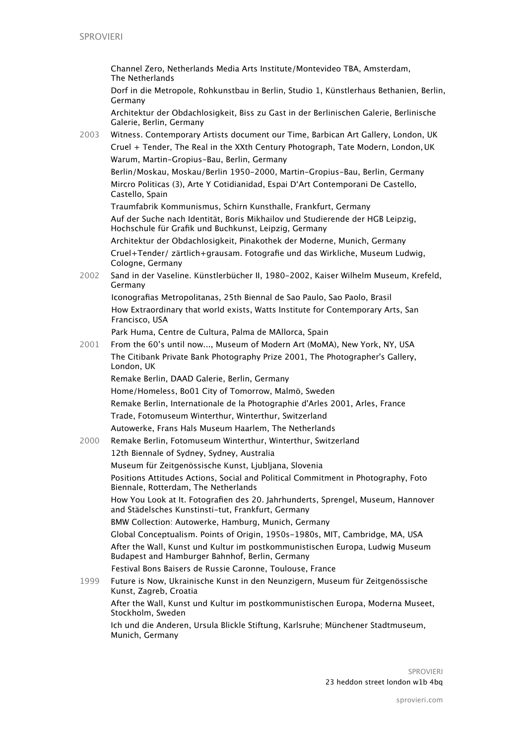Channel Zero, Netherlands Media Arts Institute/Montevideo TBA, Amsterdam, The Netherlands

Dorf in die Metropole, Rohkunstbau in Berlin, Studio 1, Künstlerhaus Bethanien, Berlin, Germany

Architektur der Obdachlosigkeit, Biss zu Gast in der Berlinischen Galerie, Berlinische Galerie, Berlin, Germany

2003 Witness. Contemporary Artists document our Time, Barbican Art Gallery, London, UK

Cruel + Tender, The Real in the XXth Century Photograph, Tate Modern, London, UK

Warum, Martin-Gropius-Bau, Berlin, Germany

Berlin/Moskau, Moskau/Berlin 1950-2000, Martin-Gropius-Bau, Berlin, Germany

Mircro Politicas (3), Arte Y Cotidianidad, Espai D'Art Contemporani De Castello, Castello, Spain

Traumfabrik Kommunismus, Schirn Kunsthalle, Frankfurt, Germany

Auf der Suche nach Identität, Boris Mikhailov und Studierende der HGB Leipzig, Hochschule für Grafik und Buchkunst, Leipzig, Germany

Architektur der Obdachlosigkeit, Pinakothek der Moderne, Munich, Germany

Cruel+Tender/ zärtlich+grausam. Fotografie und das Wirkliche, Museum Ludwig, Cologne, Germany

2002 Sand in der Vaseline. Künstlerbücher II, 1980-2002, Kaiser Wilhelm Museum, Krefeld, Germany

Iconografias Metropolitanas, 25th Biennal de Sao Paulo, Sao Paolo, Brasil

How Extraordinary that world exists, Watts Institute for Contemporary Arts, San Francisco, USA

Park Huma, Centre de Cultura, Palma de MAllorca, Spain

2001 From the 60's until now..., Museum of Modern Art (MoMA), New York, NY, USA

The Citibank Private Bank Photography Prize 2001, The Photographer's Gallery, London, UK

Remake Berlin, DAAD Galerie, Berlin, Germany

Home/Homeless, Bo01 City of Tomorrow, Malmö, Sweden

Remake Berlin, Internationale de la Photographie d'Arles 2001, Arles, France

Trade, Fotomuseum Winterthur, Winterthur, Switzerland

Autowerke, Frans Hals Museum Haarlem, The Netherlands

2000 Remake Berlin, Fotomuseum Winterthur, Winterthur, Switzerland

12th Biennale of Sydney, Sydney, Australia

Museum für Zeitgenössische Kunst, Ljubljana, Slovenia

Positions Attitudes Actions, Social and Political Commitment in Photography, Foto Biennale, Rotterdam, The Netherlands

How You Look at It. Fotografien des 20. Jahrhunderts, Sprengel, Museum, Hannover and Städelsches Kunstinsti-tut, Frankfurt, Germany

BMW Collection: Autowerke, Hamburg, Munich, Germany

Global Conceptualism. Points of Origin, 1950s-1980s, MIT, Cambridge, MA, USA

After the Wall, Kunst und Kultur im postkommunistischen Europa, Ludwig Museum Budapest and Hamburger Bahnhof, Berlin, Germany

Festival Bons Baisers de Russie Caronne, Toulouse, France

1999 Future is Now, Ukrainische Kunst in den Neunzigern, Museum für Zeitgenössische Kunst, Zagreb, Croatia

After the Wall, Kunst und Kultur im postkommunistischen Europa, Moderna Museet, Stockholm, Sweden

Ich und die Anderen, Ursula Blickle Stiftung, Karlsruhe; Münchener Stadtmuseum, Munich, Germany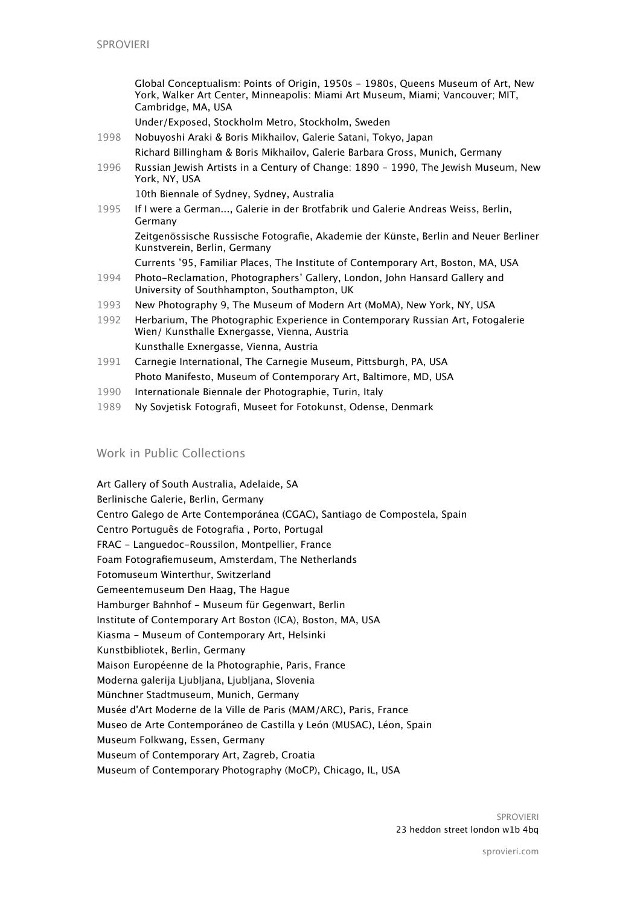Global Conceptualism: Points of Origin, 1950s - 1980s, Queens Museum of Art, New York, Walker Art Center, Minneapolis: Miami Art Museum, Miami; Vancouver; MIT, Cambridge, MA, USA

Under/Exposed, Stockholm Metro, Stockholm, Sweden

1998 Nobuyoshi Araki & Boris Mikhailov, Galerie Satani, Tokyo, Japan

Richard Billingham & Boris Mikhailov, Galerie Barbara Gross, Munich, Germany

1996 Russian Jewish Artists in a Century of Change: 1890 - 1990, The Jewish Museum, New York, NY, USA

10th Biennale of Sydney, Sydney, Australia

1995 If I were a German..., Galerie in der Brotfabrik und Galerie Andreas Weiss, Berlin, Germany

Zeitgenössische Russische Fotografie, Akademie der Künste, Berlin and Neuer Berliner Kunstverein, Berlin, Germany

Currents '95, Familiar Places, The Institute of Contemporary Art, Boston, MA, USA

1994 Photo-Reclamation, Photographers' Gallery, London, John Hansard Gallery and University of Southhampton, Southampton, UK

1993 New Photography 9, The Museum of Modern Art (MoMA), New York, NY, USA

1992 Herbarium, The Photographic Experience in Contemporary Russian Art, Fotogalerie Wien/ Kunsthalle Exnergasse, Vienna, Austria

Kunsthalle Exnergasse, Vienna, Austria

1991 Carnegie International, The Carnegie Museum, Pittsburgh, PA, USA

Photo Manifesto, Museum of Contemporary Art, Baltimore, MD, USA

1990 Internationale Biennale der Photographie, Turin, Italy

1989 Ny Sovjetisk Fotografi, Museet for Fotokunst, Odense, Denmark

## Work in Public Collections

Art Gallery of South Australia, Adelaide, SA

Berlinische Galerie, Berlin, Germany

Centro Galego de Arte Contemporánea (CGAC), Santiago de Compostela, Spain

Centro Português de Fotografia , Porto, Portugal

FRAC - Languedoc-Roussilon, Montpellier, France

Foam Fotografiemuseum, Amsterdam, The Netherlands

Fotomuseum Winterthur, Switzerland

Gemeentemuseum Den Haag, The Hague

Hamburger Bahnhof - Museum für Gegenwart, Berlin

Institute of Contemporary Art Boston (ICA), Boston, MA, USA

Kiasma - Museum of Contemporary Art, Helsinki

Kunstbibliotek, Berlin, Germany

Maison Européenne de la Photographie, Paris, France

Moderna galerija Ljubljana, Ljubljana, Slovenia

Münchner Stadtmuseum, Munich, Germany

Musée d'Art Moderne de la Ville de Paris (MAM/ARC), Paris, France

Museo de Arte Contemporáneo de Castilla y León (MUSAC), Léon, Spain

Museum Folkwang, Essen, Germany

Museum of Contemporary Art, Zagreb, Croatia

Museum of Contemporary Photography (MoCP), Chicago, IL, USA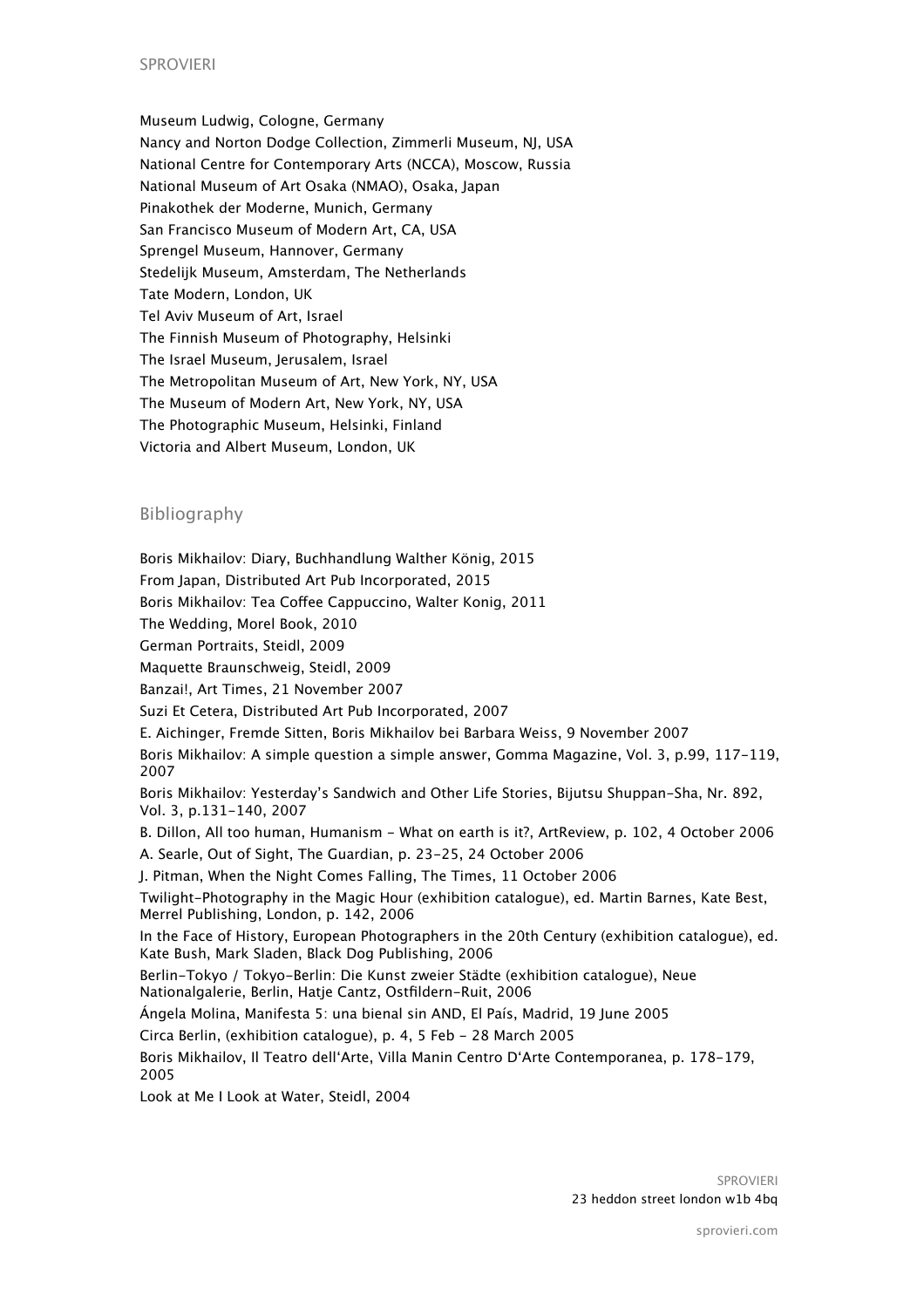Museum Ludwig, Cologne, Germany
Nancy and Norton Dodge Collection, Zimmerli Museum, NJ, USA
National Centre for Contemporary Arts (NCCA), Moscow, Russia
National Museum of Art Osaka (NMAO), Osaka, Japan
Pinakothek der Moderne, Munich, Germany
San Francisco Museum of Modern Art, CA, USA
Sprengel Museum, Hannover, Germany
Stedelijk Museum, Amsterdam, The Netherlands
Tate Modern, London, UK
Tel Aviv Museum of Art, Israel
The Finnish Museum of Photography, Helsinki
The Israel Museum, Jerusalem, Israel
The Metropolitan Museum of Art, New York, NY, USA
The Museum of Modern Art, New York, NY, USA
The Photographic Museum, Helsinki, Finland
Victoria and Albert Museum, London, UK

## Bibliography

Boris Mikhailov: Diary, Buchhandlung Walther König, 2015
From Japan, Distributed Art Pub Incorporated, 2015
Boris Mikhailov: Tea Coffee Cappuccino, Walter Konig, 2011
The Wedding, Morel Book, 2010
German Portraits, Steidl, 2009
Maquette Braunschweig, Steidl, 2009
Banzai!, Art Times, 21 November 2007
Suzi Et Cetera, Distributed Art Pub Incorporated, 2007
E. Aichinger, Fremde Sitten, Boris Mikhailov bei Barbara Weiss, 9 November 2007
Boris Mikhailov: A simple question a simple answer, Gomma Magazine, Vol. 3, p.99, 117-119, 2007
Boris Mikhailov: Yesterday's Sandwich and Other Life Stories, Bijutsu Shuppan-Sha, Nr. 892, Vol. 3, p.131-140, 2007
B. Dillon, All too human, Humanism - What on earth is it?, ArtReview, p. 102, 4 October 2006
A. Searle, Out of Sight, The Guardian, p. 23-25, 24 October 2006
J. Pitman, When the Night Comes Falling, The Times, 11 October 2006
Twilight-Photography in the Magic Hour (exhibition catalogue), ed. Martin Barnes, Kate Best, Merrel Publishing, London, p. 142, 2006
In the Face of History, European Photographers in the 20th Century (exhibition catalogue), ed. Kate Bush, Mark Sladen, Black Dog Publishing, 2006
Berlin-Tokyo / Tokyo-Berlin: Die Kunst zweier Städte (exhibition catalogue), Neue Nationalgalerie, Berlin, Hatje Cantz, Ostfildern-Ruit, 2006
Ángela Molina, Manifesta 5: una bienal sin AND, El País, Madrid, 19 June 2005
Circa Berlin, (exhibition catalogue), p. 4, 5 Feb - 28 March 2005
Boris Mikhailov, Il Teatro dell'Arte, Villa Manin Centro D'Arte Contemporanea, p. 178-179, 2005
Look at Me I Look at Water, Steidl, 2004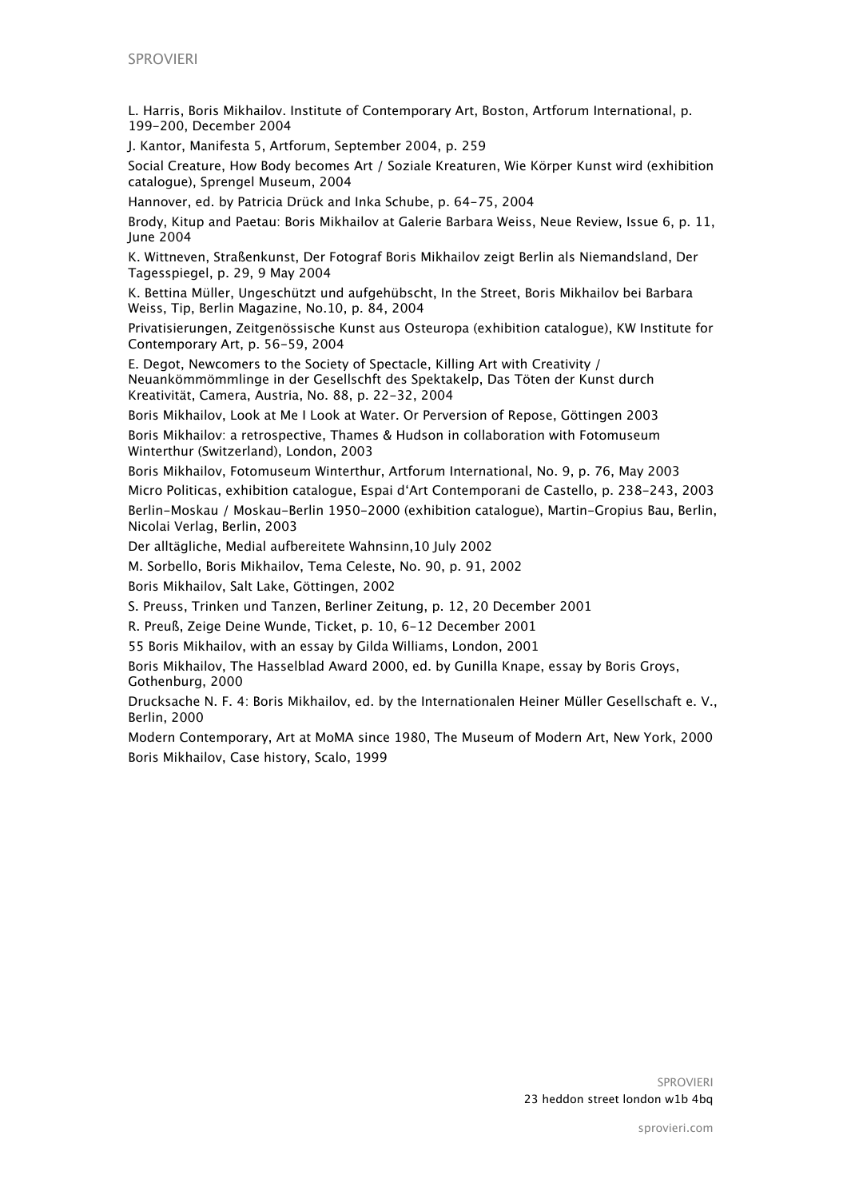L. Harris, Boris Mikhailov. Institute of Contemporary Art, Boston, Artforum International, p. 199-200, December 2004

J. Kantor, Manifesta 5, Artforum, September 2004, p. 259

Social Creature, How Body becomes Art / Soziale Kreaturen, Wie Körper Kunst wird (exhibition catalogue), Sprengel Museum, 2004

Hannover, ed. by Patricia Drück and Inka Schube, p. 64-75, 2004

Brody, Kitup and Paetau: Boris Mikhailov at Galerie Barbara Weiss, Neue Review, Issue 6, p. 11, June 2004

K. Wittneven, Straßenkunst, Der Fotograf Boris Mikhailov zeigt Berlin als Niemandsland, Der Tagesspiegel, p. 29, 9 May 2004

K. Bettina Müller, Ungeschützt und aufgehübscht, In the Street, Boris Mikhailov bei Barbara Weiss, Tip, Berlin Magazine, No.10, p. 84, 2004

Privatisierungen, Zeitgenössische Kunst aus Osteuropa (exhibition catalogue), KW Institute for Contemporary Art, p. 56-59, 2004

E. Degot, Newcomers to the Society of Spectacle, Killing Art with Creativity / Neuankömmömmlinge in der Gesellschft des Spektakelp, Das Töten der Kunst durch Kreativität, Camera, Austria, No. 88, p. 22-32, 2004

Boris Mikhailov, Look at Me I Look at Water. Or Perversion of Repose, Göttingen 2003

Boris Mikhailov: a retrospective, Thames & Hudson in collaboration with Fotomuseum Winterthur (Switzerland), London, 2003

Boris Mikhailov, Fotomuseum Winterthur, Artforum International, No. 9, p. 76, May 2003

Micro Politicas, exhibition catalogue, Espai d'Art Contemporani de Castello, p. 238-243, 2003

Berlin-Moskau / Moskau-Berlin 1950-2000 (exhibition catalogue), Martin-Gropius Bau, Berlin, Nicolai Verlag, Berlin, 2003

Der alltägliche, Medial aufbereitete Wahnsinn,10 July 2002

M. Sorbello, Boris Mikhailov, Tema Celeste, No. 90, p. 91, 2002

Boris Mikhailov, Salt Lake, Göttingen, 2002

S. Preuss, Trinken und Tanzen, Berliner Zeitung, p. 12, 20 December 2001

R. Preuß, Zeige Deine Wunde, Ticket, p. 10, 6-12 December 2001

55 Boris Mikhailov, with an essay by Gilda Williams, London, 2001

Boris Mikhailov, The Hasselblad Award 2000, ed. by Gunilla Knape, essay by Boris Groys, Gothenburg, 2000

Drucksache N. F. 4: Boris Mikhailov, ed. by the Internationalen Heiner Müller Gesellschaft e. V., Berlin, 2000

Modern Contemporary, Art at MoMA since 1980, The Museum of Modern Art, New York, 2000

Boris Mikhailov, Case history, Scalo, 1999